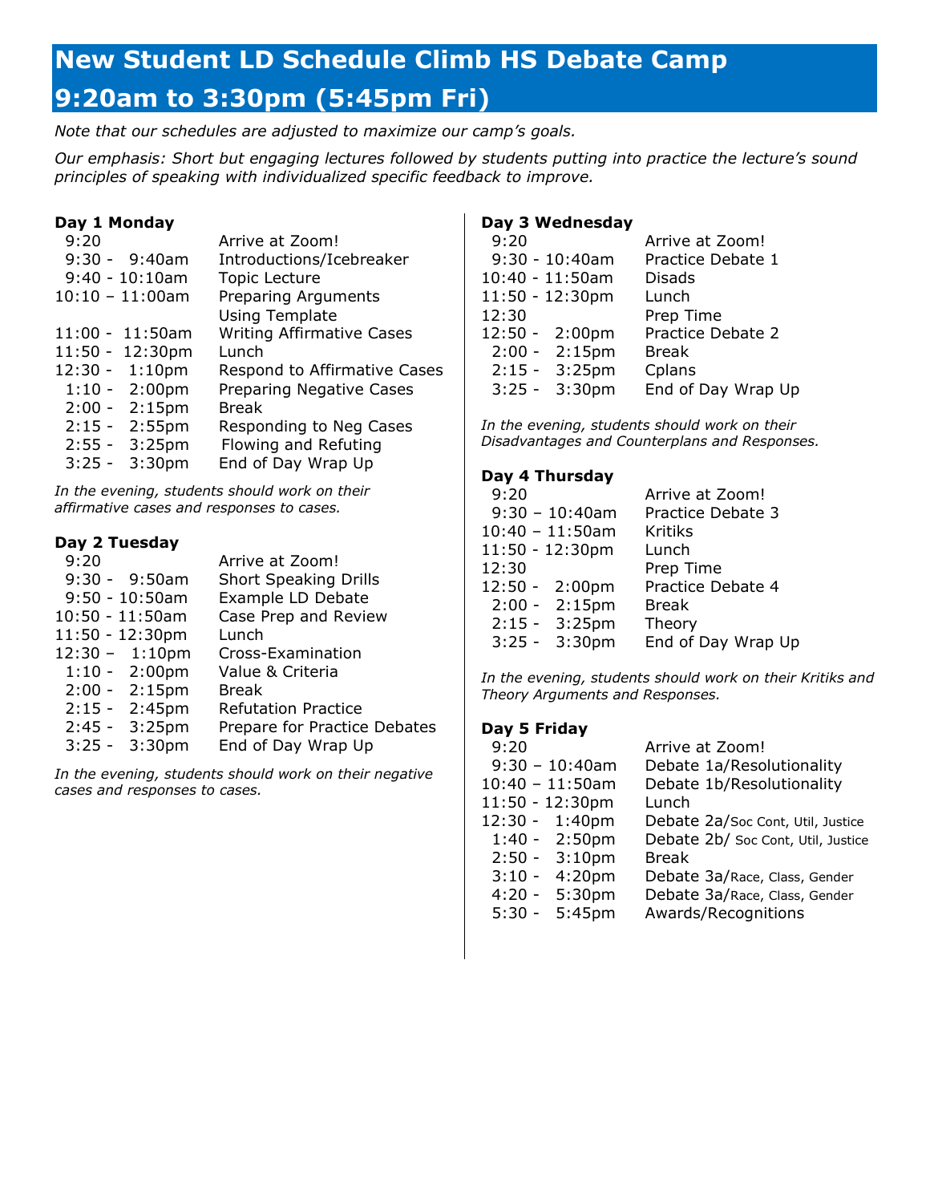# New Student LD Schedule Climb HS Debate Camp 9:20am to 3:30pm (5:45pm Fri)

*Note that our schedules are adjusted to maximize our camp's goals.*

*Our emphasis: Short but engaging lectures followed by students putting into practice the lecture's sound principles of speaking with individualized specific feedback to improve.*

### Day 1 Monday

| Time | Activity |
|---|---|
| 9:20 | Arrive at Zoom! |
| 9:30 - 9:40am | Introductions/Icebreaker |
| 9:40 - 10:10am | Topic Lecture |
| 10:10 – 11:00am | Preparing Arguments Using Template |
| 11:00 - 11:50am | Writing Affirmative Cases |
| 11:50 - 12:30pm | Lunch |
| 12:30 - 1:10pm | Respond to Affirmative Cases |
| 1:10 - 2:00pm | Preparing Negative Cases |
| 2:00 - 2:15pm | Break |
| 2:15 - 2:55pm | Responding to Neg Cases |
| 2:55 - 3:25pm | Flowing and Refuting |
| 3:25 - 3:30pm | End of Day Wrap Up |

*In the evening, students should work on their affirmative cases and responses to cases.*

### Day 2 Tuesday

| Time | Activity |
|---|---|
| 9:20 | Arrive at Zoom! |
| 9:30 - 9:50am | Short Speaking Drills |
| 9:50 - 10:50am | Example LD Debate |
| 10:50 - 11:50am | Case Prep and Review |
| 11:50 - 12:30pm | Lunch |
| 12:30 – 1:10pm | Cross-Examination |
| 1:10 - 2:00pm | Value & Criteria |
| 2:00 - 2:15pm | Break |
| 2:15 - 2:45pm | Refutation Practice |
| 2:45 - 3:25pm | Prepare for Practice Debates |
| 3:25 - 3:30pm | End of Day Wrap Up |

*In the evening, students should work on their negative cases and responses to cases.*

### Day 3 Wednesday

| Time | Activity |
|---|---|
| 9:20 | Arrive at Zoom! |
| 9:30 - 10:40am | Practice Debate 1 |
| 10:40 - 11:50am | Disads |
| 11:50 - 12:30pm | Lunch |
| 12:30 | Prep Time |
| 12:50 - 2:00pm | Practice Debate 2 |
| 2:00 - 2:15pm | Break |
| 2:15 - 3:25pm | Cplans |
| 3:25 - 3:30pm | End of Day Wrap Up |

*In the evening, students should work on their Disadvantages and Counterplans and Responses.*

### Day 4 Thursday

| Time | Activity |
|---|---|
| 9:20 | Arrive at Zoom! |
| 9:30 – 10:40am | Practice Debate 3 |
| 10:40 – 11:50am | Kritiks |
| 11:50 - 12:30pm | Lunch |
| 12:30 | Prep Time |
| 12:50 - 2:00pm | Practice Debate 4 |
| 2:00 - 2:15pm | Break |
| 2:15 - 3:25pm | Theory |
| 3:25 - 3:30pm | End of Day Wrap Up |

*In the evening, students should work on their Kritiks and Theory Arguments and Responses.*

### Day 5 Friday

| Time | Activity |
|---|---|
| 9:20 | Arrive at Zoom! |
| 9:30 – 10:40am | Debate 1a/Resolutionality |
| 10:40 – 11:50am | Debate 1b/Resolutionality |
| 11:50 - 12:30pm | Lunch |
| 12:30 - 1:40pm | Debate 2a/Soc Cont, Util, Justice |
| 1:40 - 2:50pm | Debate 2b/ Soc Cont, Util, Justice |
| 2:50 - 3:10pm | Break |
| 3:10 - 4:20pm | Debate 3a/Race, Class, Gender |
| 4:20 - 5:30pm | Debate 3a/Race, Class, Gender |
| 5:30 - 5:45pm | Awards/Recognitions |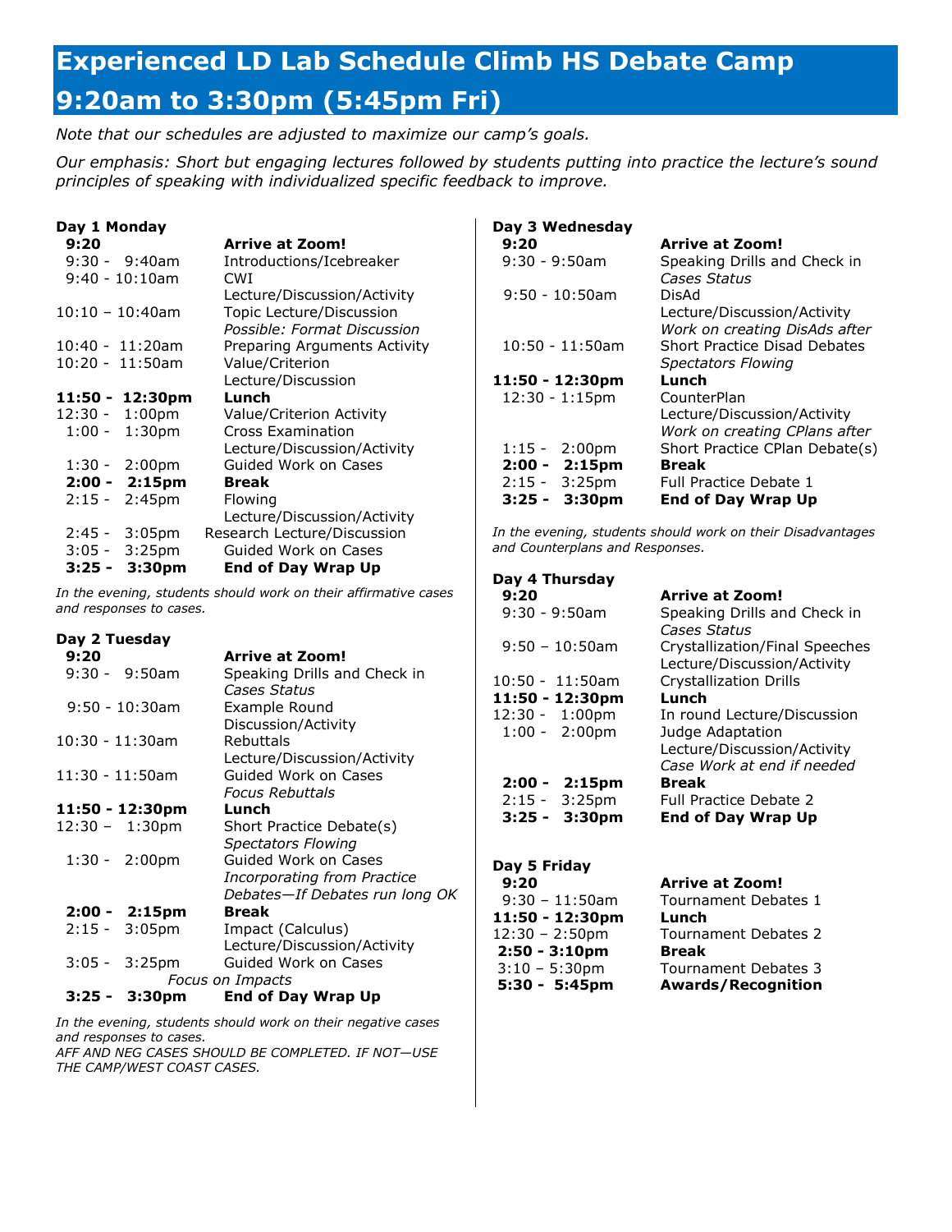# Experienced LD Lab Schedule Climb HS Debate Camp 9:20am to 3:30pm (5:45pm Fri)

*Note that our schedules are adjusted to maximize our camp's goals.*

*Our emphasis: Short but engaging lectures followed by students putting into practice the lecture's sound principles of speaking with individualized specific feedback to improve.*

### Day 1 Monday

| | |
|---|---|
| **9:20** | **Arrive at Zoom!** |
| 9:30 - 9:40am | Introductions/Icebreaker |
| 9:40 - 10:10am | CWI Lecture/Discussion/Activity |
| 10:10 – 10:40am | Topic Lecture/Discussion *Possible: Format Discussion* |
| 10:40 - 11:20am | Preparing Arguments Activity |
| 10:20 - 11:50am | Value/Criterion Lecture/Discussion |
| **11:50 - 12:30pm** | **Lunch** |
| 12:30 - 1:00pm | Value/Criterion Activity |
| 1:00 - 1:30pm | Cross Examination Lecture/Discussion/Activity |
| 1:30 - 2:00pm | Guided Work on Cases |
| **2:00 - 2:15pm** | **Break** |
| 2:15 - 2:45pm | Flowing Lecture/Discussion/Activity |
| 2:45 - 3:05pm | Research Lecture/Discussion |
| 3:05 - 3:25pm | Guided Work on Cases |
| **3:25 - 3:30pm** | **End of Day Wrap Up** |

*In the evening, students should work on their affirmative cases and responses to cases.*

### Day 2 Tuesday

| | |
|---|---|
| **9:20** | **Arrive at Zoom!** |
| 9:30 - 9:50am | Speaking Drills and Check in *Cases Status* |
| 9:50 - 10:30am | Example Round Discussion/Activity |
| 10:30 - 11:30am | Rebuttals Lecture/Discussion/Activity |
| 11:30 - 11:50am | Guided Work on Cases *Focus Rebuttals* |
| **11:50 - 12:30pm** | **Lunch** |
| 12:30 – 1:30pm | Short Practice Debate(s) *Spectators Flowing* |
| 1:30 - 2:00pm | Guided Work on Cases *Incorporating from Practice Debates—If Debates run long OK* |
| **2:00 - 2:15pm** | **Break** |
| 2:15 - 3:05pm | Impact (Calculus) Lecture/Discussion/Activity |
| 3:05 - 3:25pm | Guided Work on Cases *Focus on Impacts* |
| **3:25 - 3:30pm** | **End of Day Wrap Up** |

*In the evening, students should work on their negative cases and responses to cases.*
*AFF AND NEG CASES SHOULD BE COMPLETED. IF NOT—USE THE CAMP/WEST COAST CASES.*

### Day 3 Wednesday

| | |
|---|---|
| **9:20** | **Arrive at Zoom!** |
| 9:30 - 9:50am | Speaking Drills and Check in *Cases Status* |
| 9:50 - 10:50am | DisAd Lecture/Discussion/Activity *Work on creating DisAds after* |
| 10:50 - 11:50am | Short Practice Disad Debates *Spectators Flowing* |
| **11:50 - 12:30pm** | **Lunch** |
| 12:30 - 1:15pm | CounterPlan Lecture/Discussion/Activity *Work on creating CPlans after* |
| 1:15 - 2:00pm | Short Practice CPlan Debate(s) |
| **2:00 - 2:15pm** | **Break** |
| 2:15 - 3:25pm | Full Practice Debate 1 |
| **3:25 - 3:30pm** | **End of Day Wrap Up** |

*In the evening, students should work on their Disadvantages and Counterplans and Responses.*

### Day 4 Thursday

| | |
|---|---|
| **9:20** | **Arrive at Zoom!** |
| 9:30 - 9:50am | Speaking Drills and Check in *Cases Status* |
| 9:50 – 10:50am | Crystallization/Final Speeches Lecture/Discussion/Activity |
| 10:50 - 11:50am | Crystallization Drills |
| **11:50 - 12:30pm** | **Lunch** |
| 12:30 - 1:00pm | In round Lecture/Discussion |
| 1:00 - 2:00pm | Judge Adaptation Lecture/Discussion/Activity *Case Work at end if needed* |
| **2:00 - 2:15pm** | **Break** |
| 2:15 - 3:25pm | Full Practice Debate 2 |
| **3:25 - 3:30pm** | **End of Day Wrap Up** |

### Day 5 Friday

| | |
|---|---|
| **9:20** | **Arrive at Zoom!** |
| 9:30 – 11:50am | Tournament Debates 1 |
| **11:50 - 12:30pm** | **Lunch** |
| 12:30 – 2:50pm | Tournament Debates 2 |
| **2:50 - 3:10pm** | **Break** |
| 3:10 – 5:30pm | Tournament Debates 3 |
| **5:30 - 5:45pm** | **Awards/Recognition** |